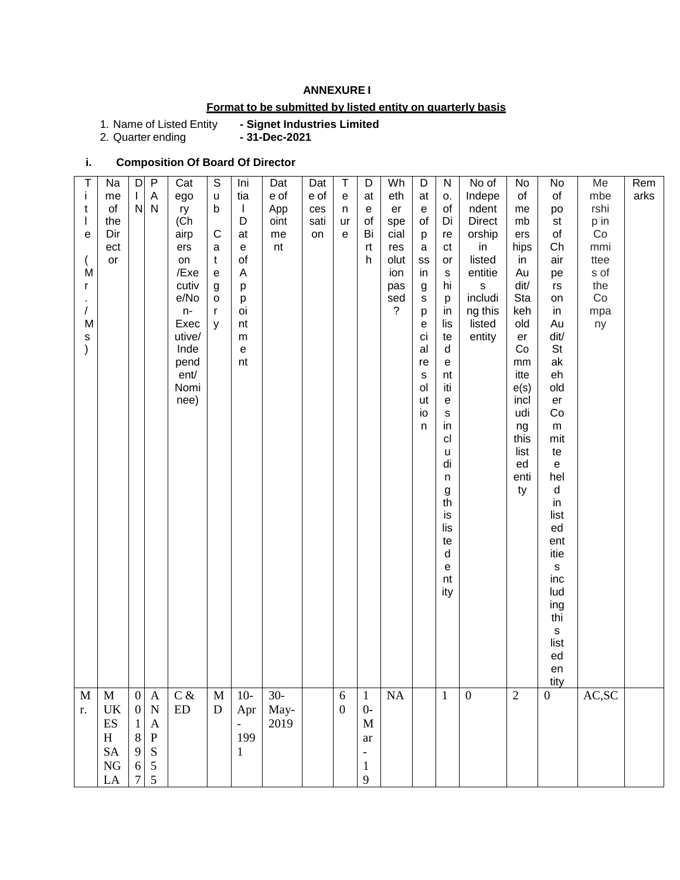**ANNEXURE I**

**Format to be submitted by listed entity on quarterly basis**

1. Name of Listed Entity **- Signet Industries Limited**
2. Quarter ending **- 31-Dec-2021**

**i. Composition Of Board Of Director**

| Title (Mr./Ms) | Name of the Director | DIN | PAN | Category (Chairpersons/Executive/Non-Executive/Independent/Nominee) | Sub Category | Initial Date of Appointment | Date of Appointment | Date of cessation | Tenure | Date of Birth | Whether special resolution passed? | Date of passing special resolution | No. of Directorships in listed entities including this listed entity | No of Independent Directorship in listed entities including this listed entity | No of memberships in Audit/ Stakeholder Committee(s) including this listed entity | No of post of Chairperson in Audit/ Stakeholder Committee held in listed entities including this listed entity | Membership in Committees of the Company | Remarks |
|---|---|---|---|---|---|---|---|---|---|---|---|---|---|---|---|---|---|---|
| Mr. | MUKESH SANGLA | 0018967 | ANAPS55 | C & ED | MD | 10-Apr-1991 | 30-May-2019 | | 60 | 10-Mar-19 | NA | | 1 | 0 | 2 | 0 | AC,SC | |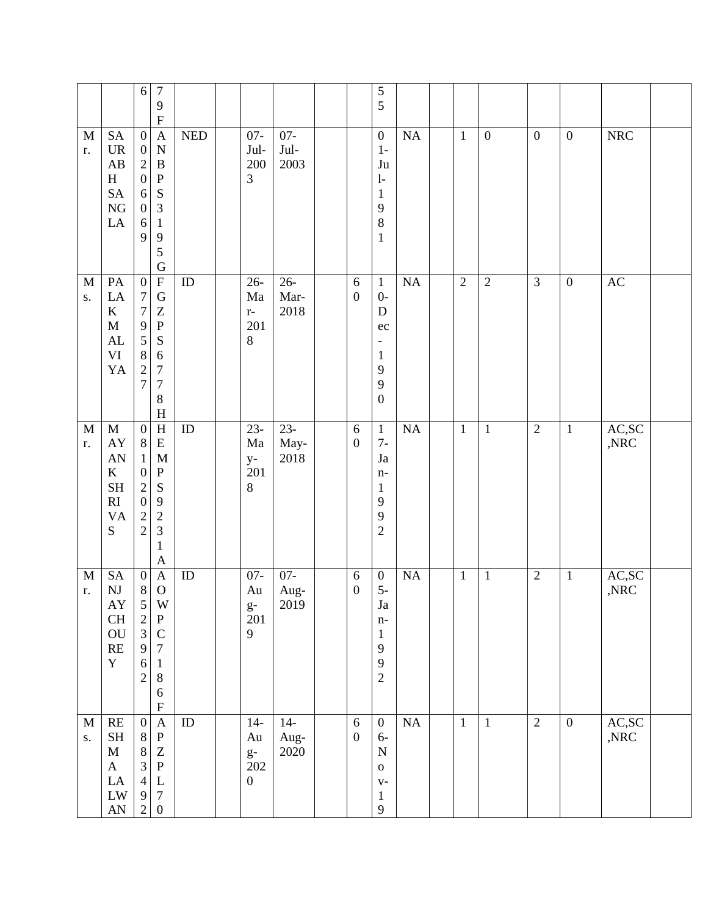| | | 6 | 79F | | | | | | | 55 | | | | | | | | |
|---|---|---|---|---|---|---|---|---|---|---|---|---|---|---|---|---|---|---|
| Mr. | SAURABH SANGLA | 002060 69 | ANBPS3195G | NED | | 07-Jul-2003 | 07-Jul-2003 | | | 01-Jul-1981 | NA | | 1 | 0 | 0 | 0 | NRC | |
| Ms. | PALAK MALVIYA | 07795827 | FGZPS6778H | ID | | 26-Mar-2018 | 26-Mar-2018 | | 60 | 10-Dec-1990 | NA | | 2 | 2 | 3 | 0 | AC | |
| Mr. | MAYANK SHRIVAS | 08102022 | HEMPS9231A | ID | | 23-May-2018 | 23-May-2018 | | 60 | 17-Jan-1992 | NA | | 1 | 1 | 2 | 1 | AC,SC,NRC | |
| Mr. | SANJAY CHOUREY | 08523962 | AOWPC7186F | ID | | 07-Aug-2019 | 07-Aug-2019 | | 60 | 05-Jan-1992 | NA | | 1 | 1 | 2 | 1 | AC,SC,NRC | |
| Ms. | RESHMA LALWAN | 0883492 | APZPL70 | ID | | 14-Aug-2020 | 14-Aug-2020 | | 60 | 06-Nov-19 | NA | | 1 | 1 | 2 | 0 | AC,SC,NRC | |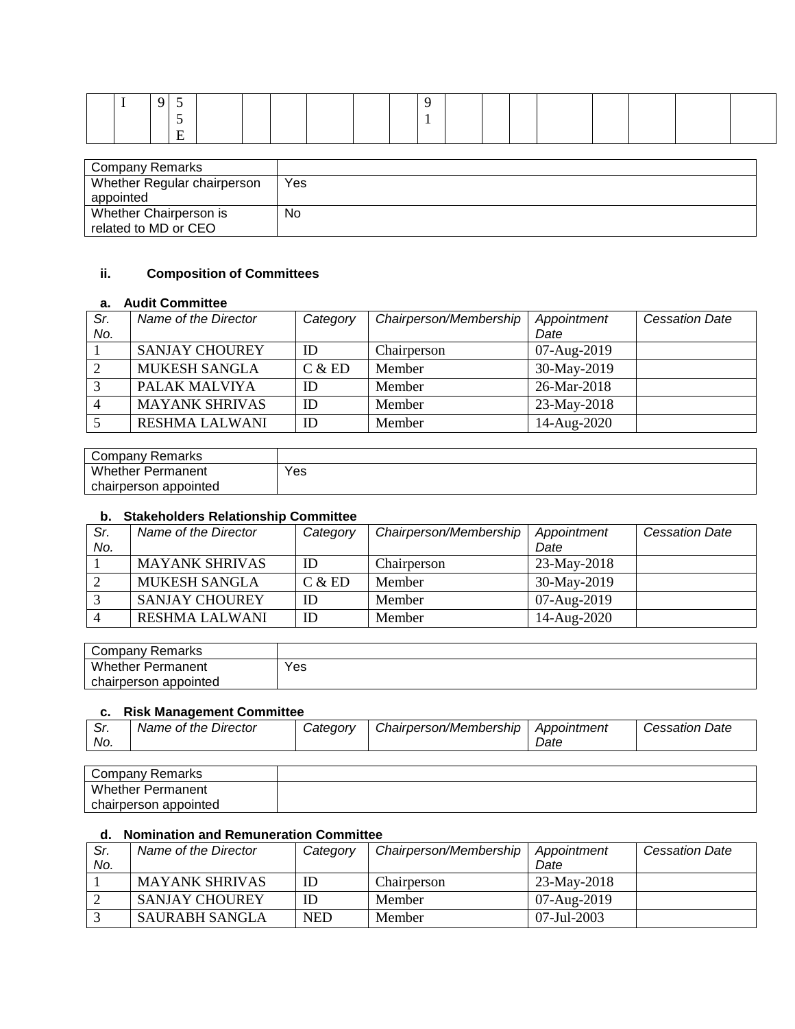|  | I | 9 | 5<br>5<br>E |  |  |  |  |  |  | 9<br>1 |  |  |  |  |  |  |  |  |
|---|---|---|---|---|---|---|---|---|---|---|---|---|---|---|---|---|---|---|

| Company Remarks |  |
|---|---|
| Whether Regular chairperson appointed | Yes |
| Whether Chairperson is related to MD or CEO | No |

### ii. Composition of Committees

#### a. Audit Committee

| *Sr. No.* | *Name of the Director* | *Category* | *Chairperson/Membership* | *Appointment Date* | *Cessation Date* |
|---|---|---|---|---|---|
| 1 | SANJAY CHOUREY | ID | Chairperson | 07-Aug-2019 |  |
| 2 | MUKESH SANGLA | C & ED | Member | 30-May-2019 |  |
| 3 | PALAK MALVIYA | ID | Member | 26-Mar-2018 |  |
| 4 | MAYANK SHRIVAS | ID | Member | 23-May-2018 |  |
| 5 | RESHMA LALWANI | ID | Member | 14-Aug-2020 |  |

| Company Remarks |  |
|---|---|
| Whether Permanent chairperson appointed | Yes |

#### b. Stakeholders Relationship Committee

| *Sr. No.* | *Name of the Director* | *Category* | *Chairperson/Membership* | *Appointment Date* | *Cessation Date* |
|---|---|---|---|---|---|
| 1 | MAYANK SHRIVAS | ID | Chairperson | 23-May-2018 |  |
| 2 | MUKESH SANGLA | C & ED | Member | 30-May-2019 |  |
| 3 | SANJAY CHOUREY | ID | Member | 07-Aug-2019 |  |
| 4 | RESHMA LALWANI | ID | Member | 14-Aug-2020 |  |

| Company Remarks |  |
|---|---|
| Whether Permanent chairperson appointed | Yes |

#### c. Risk Management Committee

| *Sr. No.* | *Name of the Director* | *Category* | *Chairperson/Membership* | *Appointment Date* | *Cessation Date* |
|---|---|---|---|---|---|

| Company Remarks |  |
|---|---|
| Whether Permanent chairperson appointed |  |

#### d. Nomination and Remuneration Committee

| *Sr. No.* | *Name of the Director* | *Category* | *Chairperson/Membership* | *Appointment Date* | *Cessation Date* |
|---|---|---|---|---|---|
| 1 | MAYANK SHRIVAS | ID | Chairperson | 23-May-2018 |  |
| 2 | SANJAY CHOUREY | ID | Member | 07-Aug-2019 |  |
| 3 | SAURABH SANGLA | NED | Member | 07-Jul-2003 |  |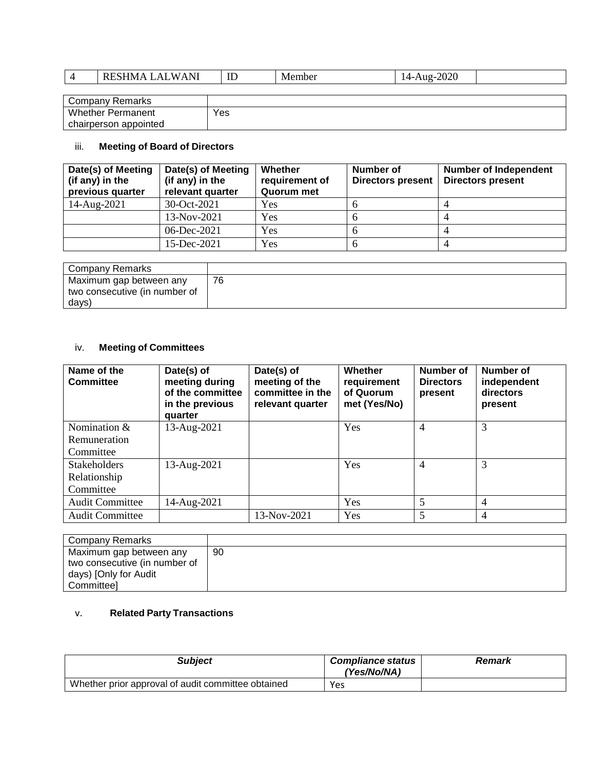| 4 | RESHMA LALWANI | ID | Member | 14-Aug-2020 | |
|---|---|---|---|---|---|

| Company Remarks | |
|---|---|
| Whether Permanent chairperson appointed | Yes |

### iii. Meeting of Board of Directors

| Date(s) of Meeting (if any) in the previous quarter | Date(s) of Meeting (if any) in the relevant quarter | Whether requirement of Quorum met | Number of Directors present | Number of Independent Directors present |
|---|---|---|---|---|
| 14-Aug-2021 | 30-Oct-2021 | Yes | 6 | 4 |
| | 13-Nov-2021 | Yes | 6 | 4 |
| | 06-Dec-2021 | Yes | 6 | 4 |
| | 15-Dec-2021 | Yes | 6 | 4 |

| Company Remarks | |
|---|---|
| Maximum gap between any two consecutive (in number of days) | 76 |

### iv. Meeting of Committees

| Name of the Committee | Date(s) of meeting during of the committee in the previous quarter | Date(s) of meeting of the committee in the relevant quarter | Whether requirement of Quorum met (Yes/No) | Number of Directors present | Number of independent directors present |
|---|---|---|---|---|---|
| Nomination & Remuneration Committee | 13-Aug-2021 | | Yes | 4 | 3 |
| Stakeholders Relationship Committee | 13-Aug-2021 | | Yes | 4 | 3 |
| Audit Committee | 14-Aug-2021 | | Yes | 5 | 4 |
| Audit Committee | | 13-Nov-2021 | Yes | 5 | 4 |

| Company Remarks | |
|---|---|
| Maximum gap between any two consecutive (in number of days) [Only for Audit Committee] | 90 |

### v. Related Party Transactions

| *Subject* | *Compliance status (Yes/No/NA)* | *Remark* |
|---|---|---|
| Whether prior approval of audit committee obtained | Yes | |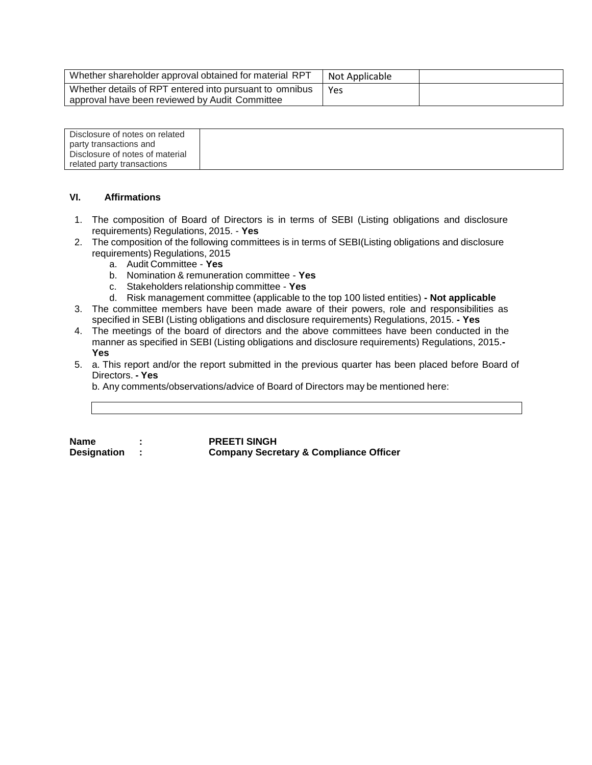| | | |
|---|---|---|
| Whether shareholder approval obtained for material RPT | Not Applicable | |
| Whether details of RPT entered into pursuant to omnibus approval have been reviewed by Audit Committee | Yes | |

| | |
|---|---|
| Disclosure of notes on related party transactions and Disclosure of notes of material related party transactions | |

### VI. Affirmations

1. The composition of Board of Directors is in terms of SEBI (Listing obligations and disclosure requirements) Regulations, 2015. - **Yes**
2. The composition of the following committees is in terms of SEBI(Listing obligations and disclosure requirements) Regulations, 2015
   a. Audit Committee - **Yes**
   b. Nomination & remuneration committee - **Yes**
   c. Stakeholders relationship committee - **Yes**
   d. Risk management committee (applicable to the top 100 listed entities) **- Not applicable**
3. The committee members have been made aware of their powers, role and responsibilities as specified in SEBI (Listing obligations and disclosure requirements) Regulations, 2015. **- Yes**
4. The meetings of the board of directors and the above committees have been conducted in the manner as specified in SEBI (Listing obligations and disclosure requirements) Regulations, 2015.**- Yes**
5. a. This report and/or the report submitted in the previous quarter has been placed before Board of Directors. **- Yes**

   b. Any comments/observations/advice of Board of Directors may be mentioned here:

| |
|---|
| |

**Name : PREETI SINGH**
**Designation : Company Secretary & Compliance Officer**